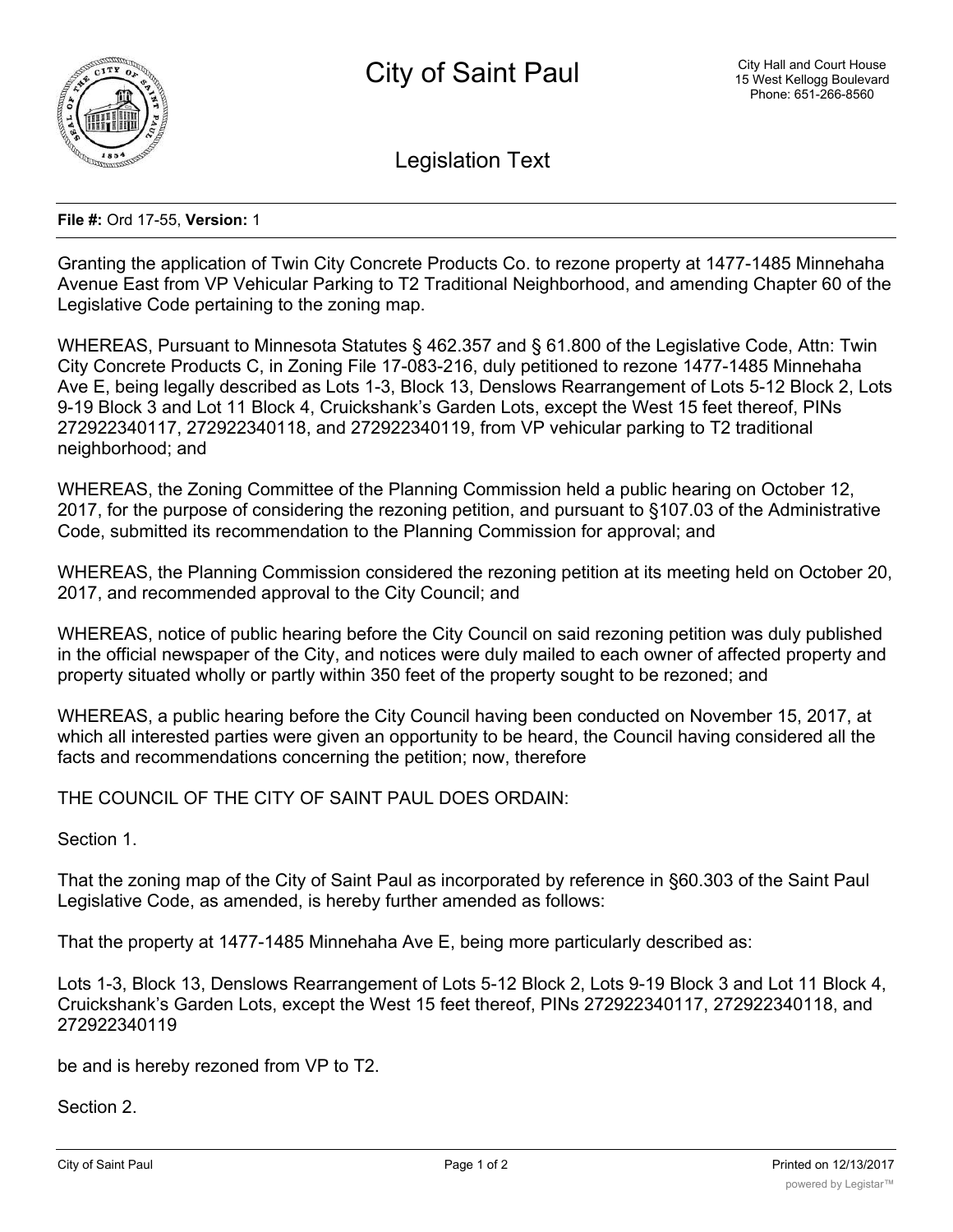# City of Saint Paul

City Hall and Court House
15 West Kellogg Boulevard
Phone: 651-266-8560

## Legislation Text

**File #:** Ord 17-55, **Version:** 1

Granting the application of Twin City Concrete Products Co. to rezone property at 1477-1485 Minnehaha Avenue East from VP Vehicular Parking to T2 Traditional Neighborhood, and amending Chapter 60 of the Legislative Code pertaining to the zoning map.

WHEREAS, Pursuant to Minnesota Statutes § 462.357 and § 61.800 of the Legislative Code, Attn: Twin City Concrete Products C, in Zoning File 17-083-216, duly petitioned to rezone 1477-1485 Minnehaha Ave E, being legally described as Lots 1-3, Block 13, Denslows Rearrangement of Lots 5-12 Block 2, Lots 9-19 Block 3 and Lot 11 Block 4, Cruickshank's Garden Lots, except the West 15 feet thereof, PINs 272922340117, 272922340118, and 272922340119, from VP vehicular parking to T2 traditional neighborhood; and

WHEREAS, the Zoning Committee of the Planning Commission held a public hearing on October 12, 2017, for the purpose of considering the rezoning petition, and pursuant to §107.03 of the Administrative Code, submitted its recommendation to the Planning Commission for approval; and

WHEREAS, the Planning Commission considered the rezoning petition at its meeting held on October 20, 2017, and recommended approval to the City Council; and

WHEREAS, notice of public hearing before the City Council on said rezoning petition was duly published in the official newspaper of the City, and notices were duly mailed to each owner of affected property and property situated wholly or partly within 350 feet of the property sought to be rezoned; and

WHEREAS, a public hearing before the City Council having been conducted on November 15, 2017, at which all interested parties were given an opportunity to be heard, the Council having considered all the facts and recommendations concerning the petition; now, therefore

THE COUNCIL OF THE CITY OF SAINT PAUL DOES ORDAIN:

Section 1.

That the zoning map of the City of Saint Paul as incorporated by reference in §60.303 of the Saint Paul Legislative Code, as amended, is hereby further amended as follows:

That the property at 1477-1485 Minnehaha Ave E, being more particularly described as:

Lots 1-3, Block 13, Denslows Rearrangement of Lots 5-12 Block 2, Lots 9-19 Block 3 and Lot 11 Block 4, Cruickshank's Garden Lots, except the West 15 feet thereof, PINs 272922340117, 272922340118, and 272922340119

be and is hereby rezoned from VP to T2.

Section 2.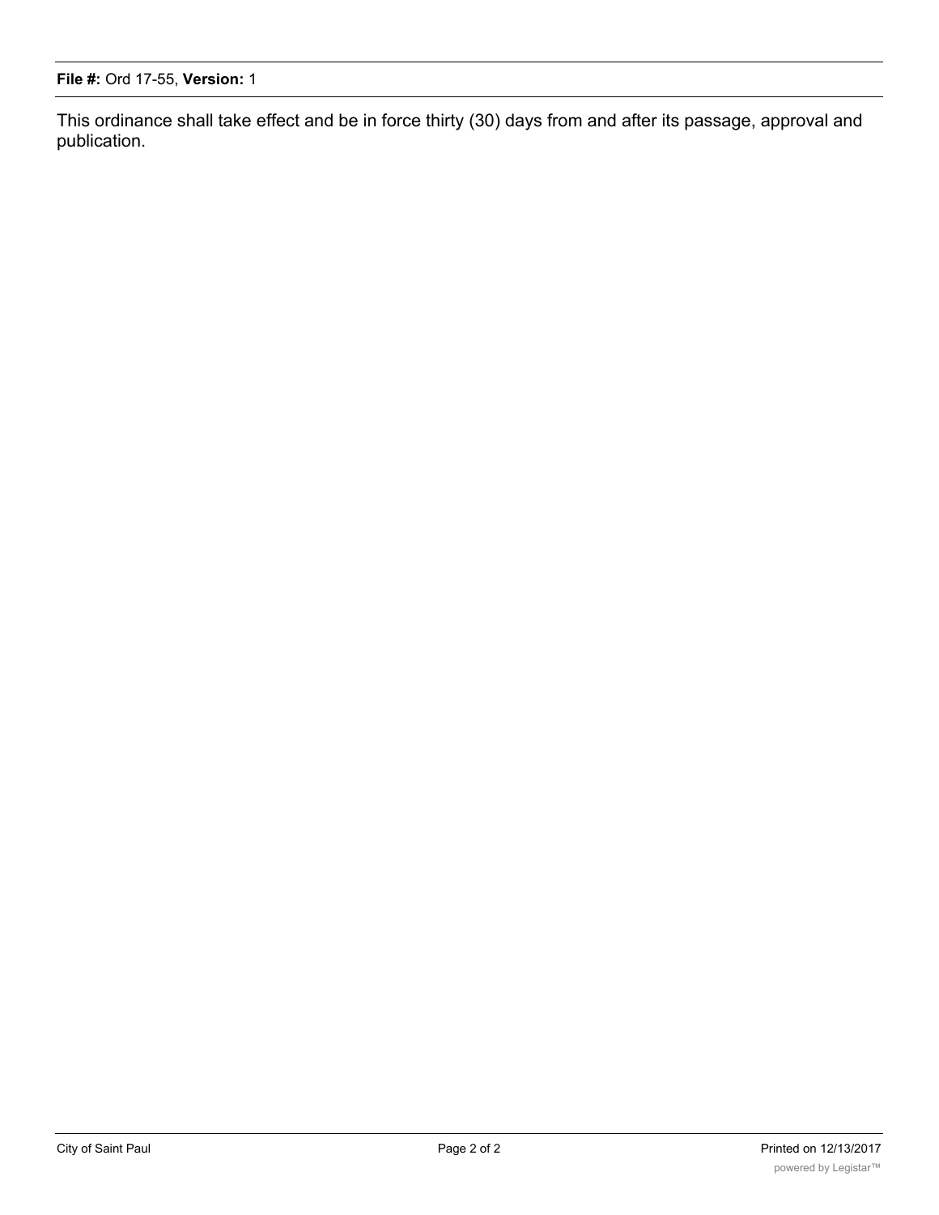**File #:** Ord 17-55, **Version:** 1

This ordinance shall take effect and be in force thirty (30) days from and after its passage, approval and publication.